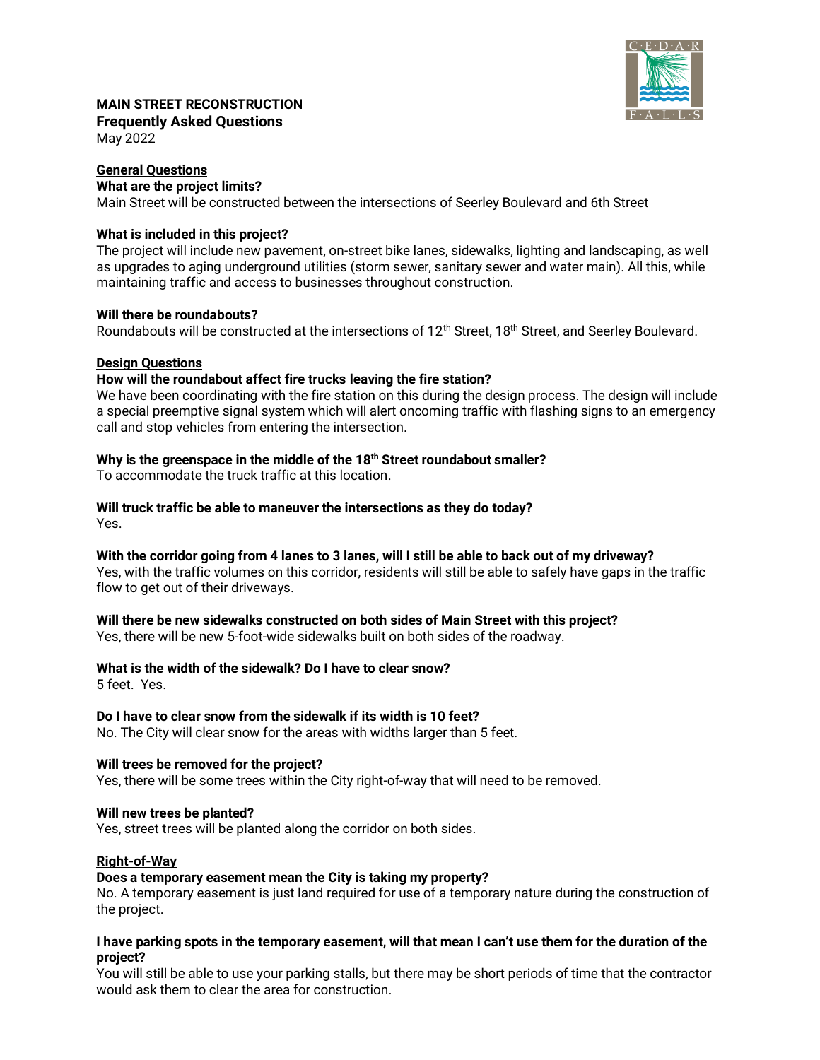# MAIN STREET RECONSTRUCTION

## Frequently Asked Questions

May 2022

## General Questions

**What are the project limits?**

Main Street will be constructed between the intersections of Seerley Boulevard and 6th Street

**What is included in this project?**

The project will include new pavement, on-street bike lanes, sidewalks, lighting and landscaping, as well as upgrades to aging underground utilities (storm sewer, sanitary sewer and water main). All this, while maintaining traffic and access to businesses throughout construction.

**Will there be roundabouts?**

Roundabouts will be constructed at the intersections of 12th Street, 18th Street, and Seerley Boulevard.

## Design Questions

**How will the roundabout affect fire trucks leaving the fire station?**

We have been coordinating with the fire station on this during the design process. The design will include a special preemptive signal system which will alert oncoming traffic with flashing signs to an emergency call and stop vehicles from entering the intersection.

**Why is the greenspace in the middle of the 18th Street roundabout smaller?**

To accommodate the truck traffic at this location.

**Will truck traffic be able to maneuver the intersections as they do today?**

Yes.

**With the corridor going from 4 lanes to 3 lanes, will I still be able to back out of my driveway?**

Yes, with the traffic volumes on this corridor, residents will still be able to safely have gaps in the traffic flow to get out of their driveways.

**Will there be new sidewalks constructed on both sides of Main Street with this project?**

Yes, there will be new 5-foot-wide sidewalks built on both sides of the roadway.

**What is the width of the sidewalk? Do I have to clear snow?**

5 feet. Yes.

**Do I have to clear snow from the sidewalk if its width is 10 feet?**

No. The City will clear snow for the areas with widths larger than 5 feet.

**Will trees be removed for the project?**

Yes, there will be some trees within the City right-of-way that will need to be removed.

**Will new trees be planted?**

Yes, street trees will be planted along the corridor on both sides.

## Right-of-Way

**Does a temporary easement mean the City is taking my property?**

No. A temporary easement is just land required for use of a temporary nature during the construction of the project.

**I have parking spots in the temporary easement, will that mean I can't use them for the duration of the project?**

You will still be able to use your parking stalls, but there may be short periods of time that the contractor would ask them to clear the area for construction.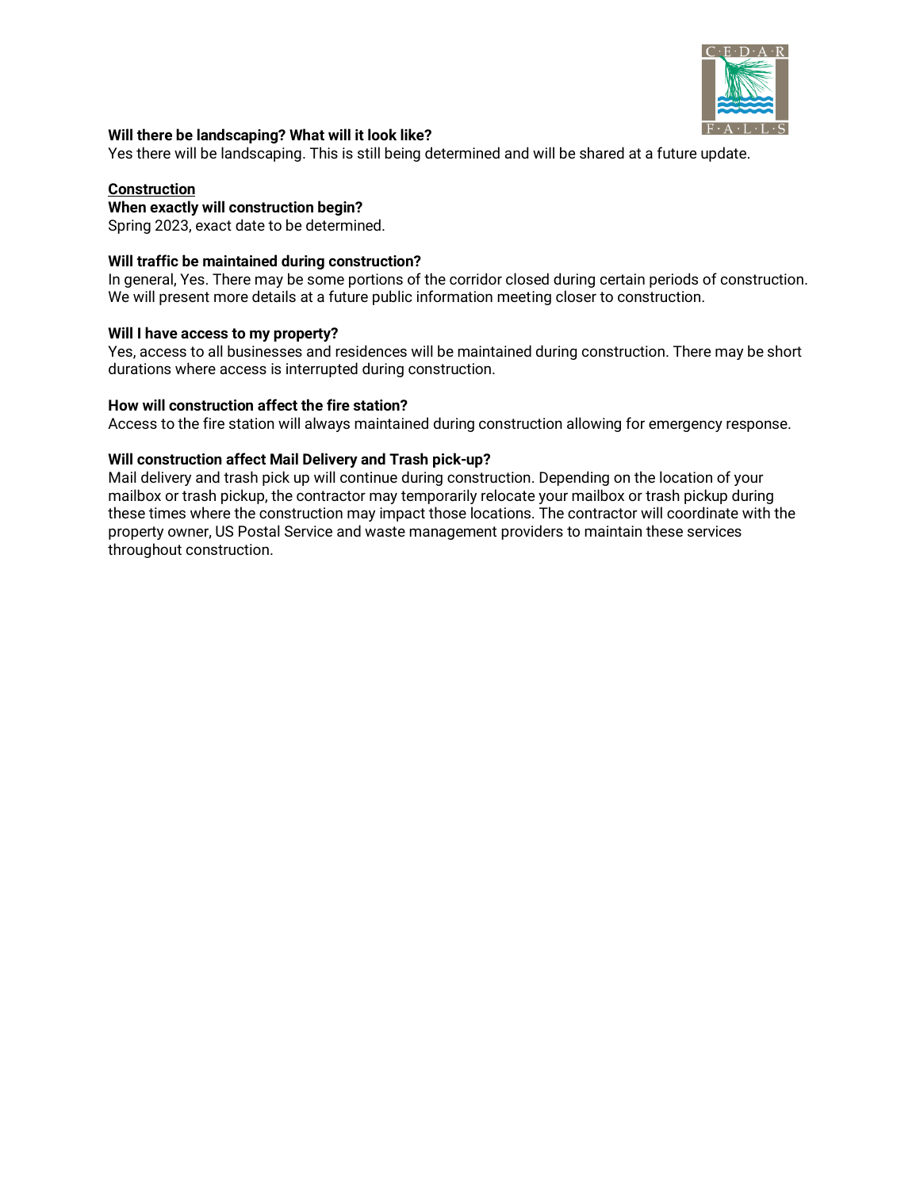**Will there be landscaping? What will it look like?**
Yes there will be landscaping. This is still being determined and will be shared at a future update.

## Construction

**When exactly will construction begin?**
Spring 2023, exact date to be determined.

**Will traffic be maintained during construction?**
In general, Yes. There may be some portions of the corridor closed during certain periods of construction. We will present more details at a future public information meeting closer to construction.

**Will I have access to my property?**
Yes, access to all businesses and residences will be maintained during construction. There may be short durations where access is interrupted during construction.

**How will construction affect the fire station?**
Access to the fire station will always maintained during construction allowing for emergency response.

**Will construction affect Mail Delivery and Trash pick-up?**
Mail delivery and trash pick up will continue during construction. Depending on the location of your mailbox or trash pickup, the contractor may temporarily relocate your mailbox or trash pickup during these times where the construction may impact those locations. The contractor will coordinate with the property owner, US Postal Service and waste management providers to maintain these services throughout construction.